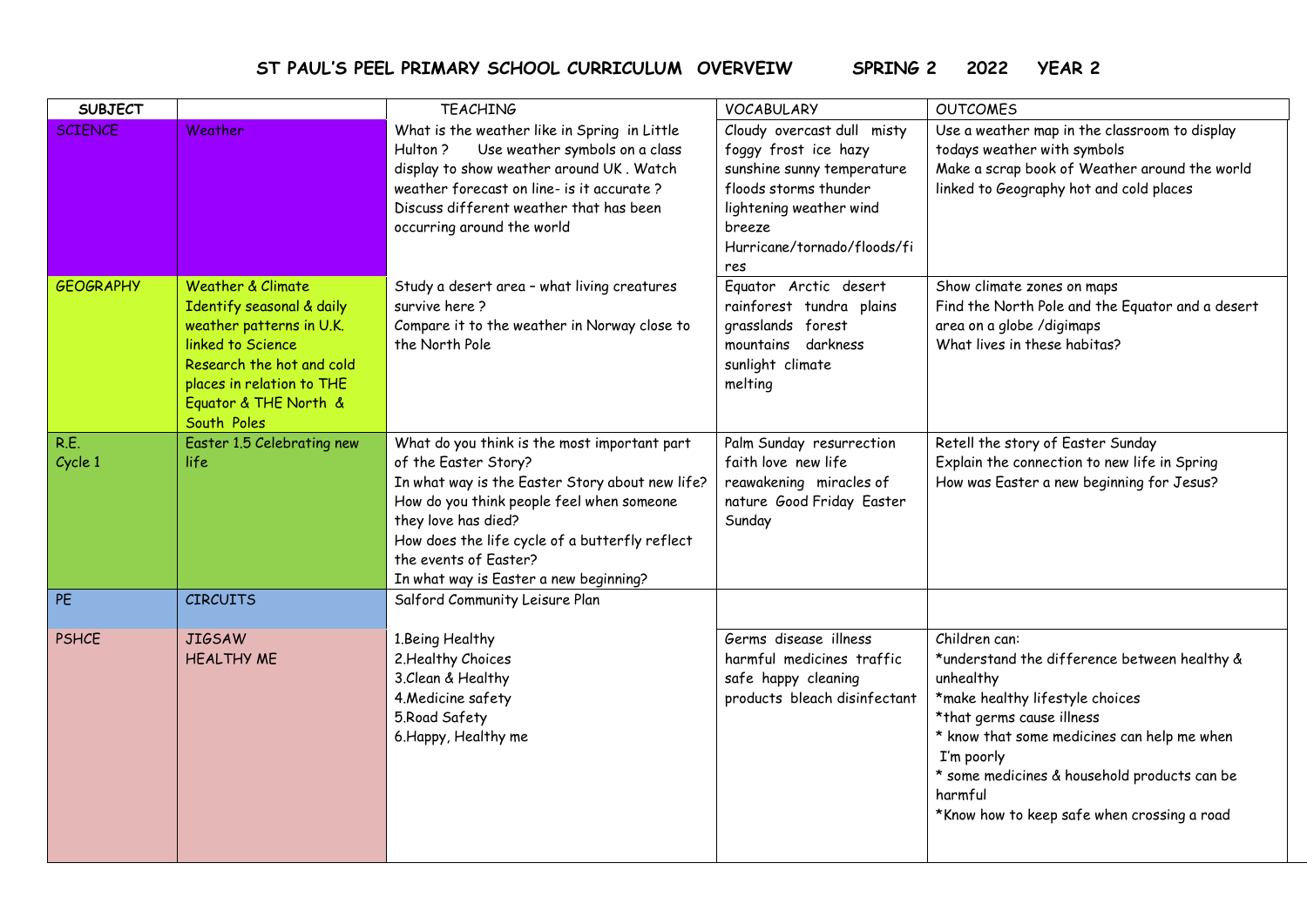# ST PAUL'S PEEL PRIMARY SCHOOL CURRICULUM OVERVEIW SPRING 2 2022 YEAR 2

| SUBJECT | | TEACHING | VOCABULARY | OUTCOMES |
|---|---|---|---|---|
| SCIENCE | Weather | What is the weather like in Spring in Little Hulton ? Use weather symbols on a class display to show weather around UK . Watch weather forecast on line- is it accurate ? Discuss different weather that has been occurring around the world | Cloudy overcast dull misty foggy frost ice hazy sunshine sunny temperature floods storms thunder lightening weather wind breeze Hurricane/tornado/floods/fires | Use a weather map in the classroom to display todays weather with symbols<br>Make a scrap book of Weather around the world linked to Geography hot and cold places |
| GEOGRAPHY | Weather & Climate<br>Identify seasonal & daily weather patterns in U.K. linked to Science<br>Research the hot and cold places in relation to THE Equator & THE North & South Poles | Study a desert area – what living creatures survive here ?<br>Compare it to the weather in Norway close to the North Pole | Equator Arctic desert rainforest tundra plains grasslands forest mountains darkness sunlight climate melting | Show climate zones on maps<br>Find the North Pole and the Equator and a desert area on a globe /digimaps<br>What lives in these habitas? |
| R.E.<br>Cycle 1 | Easter 1.5 Celebrating new life | What do you think is the most important part of the Easter Story?<br>In what way is the Easter Story about new life?<br>How do you think people feel when someone they love has died?<br>How does the life cycle of a butterfly reflect the events of Easter?<br>In what way is Easter a new beginning? | Palm Sunday resurrection faith love new life reawakening miracles of nature Good Friday Easter Sunday | Retell the story of Easter Sunday<br>Explain the connection to new life in Spring<br>How was Easter a new beginning for Jesus? |
| PE | CIRCUITS | Salford Community Leisure Plan | | |
| PSHCE | JIGSAW<br>HEALTHY ME | 1.Being Healthy<br>2.Healthy Choices<br>3.Clean & Healthy<br>4.Medicine safety<br>5.Road Safety<br>6.Happy, Healthy me | Germs disease illness harmful medicines traffic safe happy cleaning products bleach disinfectant | Children can:<br>*understand the difference between healthy & unhealthy<br>*make healthy lifestyle choices<br>*that germs cause illness<br>* know that some medicines can help me when I'm poorly<br>* some medicines & household products can be harmful<br>*Know how to keep safe when crossing a road |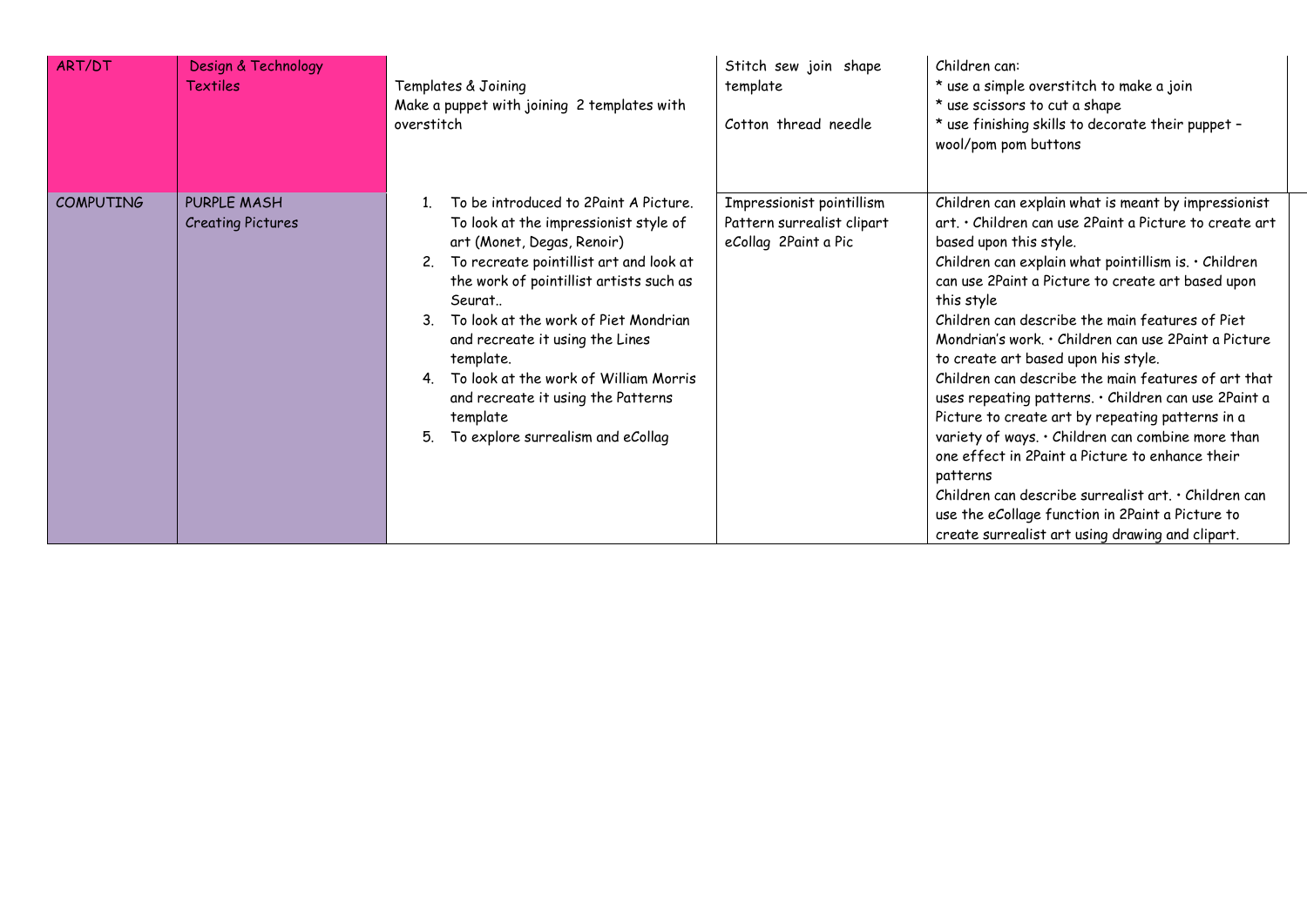| | | | | |
|---|---|---|---|---|
| ART/DT | Design & Technology<br>Textiles | Templates & Joining<br>Make a puppet with joining 2 templates with overstitch | Stitch sew join shape template<br><br>Cotton thread needle | Children can:<br>* use a simple overstitch to make a join<br>* use scissors to cut a shape<br>* use finishing skills to decorate their puppet – wool/pom pom buttons |
| COMPUTING | PURPLE MASH<br>Creating Pictures | 1. To be introduced to 2Paint A Picture. To look at the impressionist style of art (Monet, Degas, Renoir)<br>2. To recreate pointillist art and look at the work of pointillist artists such as Seurat..<br>3. To look at the work of Piet Mondrian and recreate it using the Lines template.<br>4. To look at the work of William Morris and recreate it using the Patterns template<br>5. To explore surrealism and eCollag | Impressionist pointillism Pattern surrealist clipart eCollag 2Paint a Pic | Children can explain what is meant by impressionist art. • Children can use 2Paint a Picture to create art based upon this style.<br>Children can explain what pointillism is. • Children can use 2Paint a Picture to create art based upon this style<br>Children can describe the main features of Piet Mondrian's work. • Children can use 2Paint a Picture to create art based upon his style.<br>Children can describe the main features of art that uses repeating patterns. • Children can use 2Paint a Picture to create art by repeating patterns in a variety of ways. • Children can combine more than one effect in 2Paint a Picture to enhance their patterns<br>Children can describe surrealist art. • Children can use the eCollage function in 2Paint a Picture to create surrealist art using drawing and clipart. |